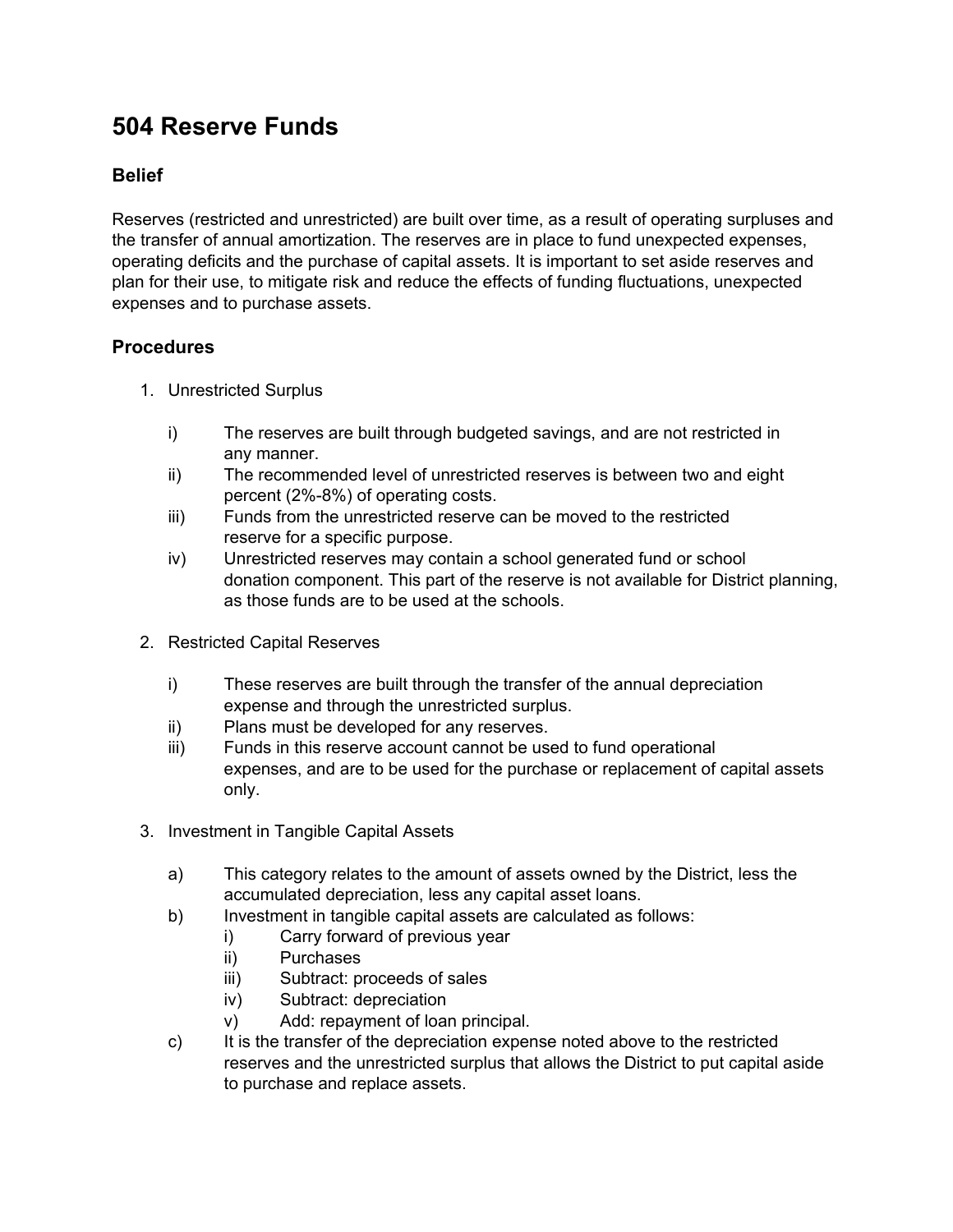# 504 Reserve Funds

## Belief

Reserves (restricted and unrestricted) are built over time, as a result of operating surpluses and the transfer of annual amortization. The reserves are in place to fund unexpected expenses, operating deficits and the purchase of capital assets. It is important to set aside reserves and plan for their use, to mitigate risk and reduce the effects of funding fluctuations, unexpected expenses and to purchase assets.

## Procedures

1. Unrestricted Surplus

   i) The reserves are built through budgeted savings, and are not restricted in any manner.

   ii) The recommended level of unrestricted reserves is between two and eight percent (2%-8%) of operating costs.

   iii) Funds from the unrestricted reserve can be moved to the restricted reserve for a specific purpose.

   iv) Unrestricted reserves may contain a school generated fund or school donation component. This part of the reserve is not available for District planning, as those funds are to be used at the schools.

2. Restricted Capital Reserves

   i) These reserves are built through the transfer of the annual depreciation expense and through the unrestricted surplus.

   ii) Plans must be developed for any reserves.

   iii) Funds in this reserve account cannot be used to fund operational expenses, and are to be used for the purchase or replacement of capital assets only.

3. Investment in Tangible Capital Assets

   a) This category relates to the amount of assets owned by the District, less the accumulated depreciation, less any capital asset loans.

   b) Investment in tangible capital assets are calculated as follows:

      i) Carry forward of previous year

      ii) Purchases

      iii) Subtract: proceeds of sales

      iv) Subtract: depreciation

      v) Add: repayment of loan principal.

   c) It is the transfer of the depreciation expense noted above to the restricted reserves and the unrestricted surplus that allows the District to put capital aside to purchase and replace assets.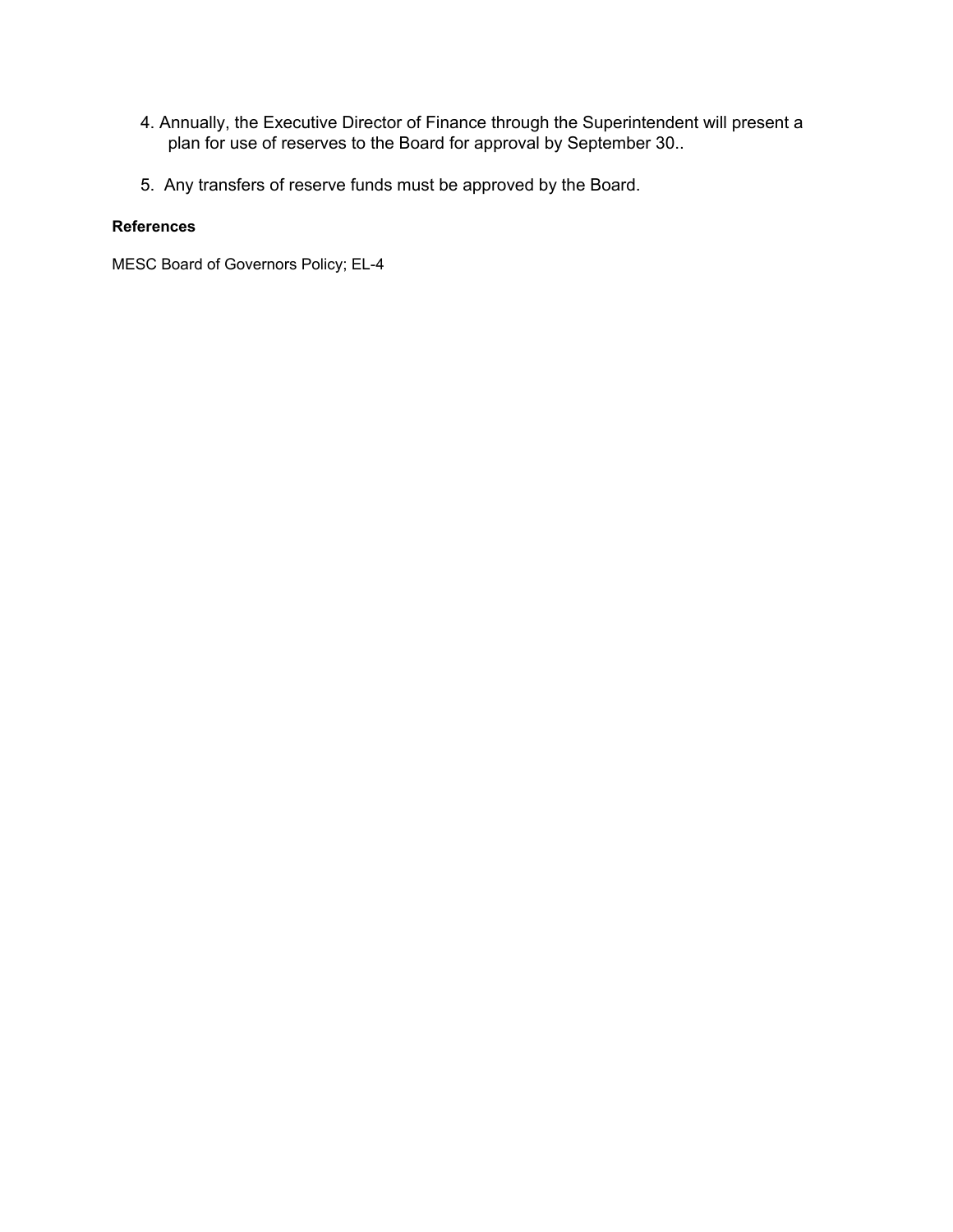4. Annually, the Executive Director of Finance through the Superintendent will present a plan for use of reserves to the Board for approval by September 30..

5. Any transfers of reserve funds must be approved by the Board.

**References**

MESC Board of Governors Policy; EL-4